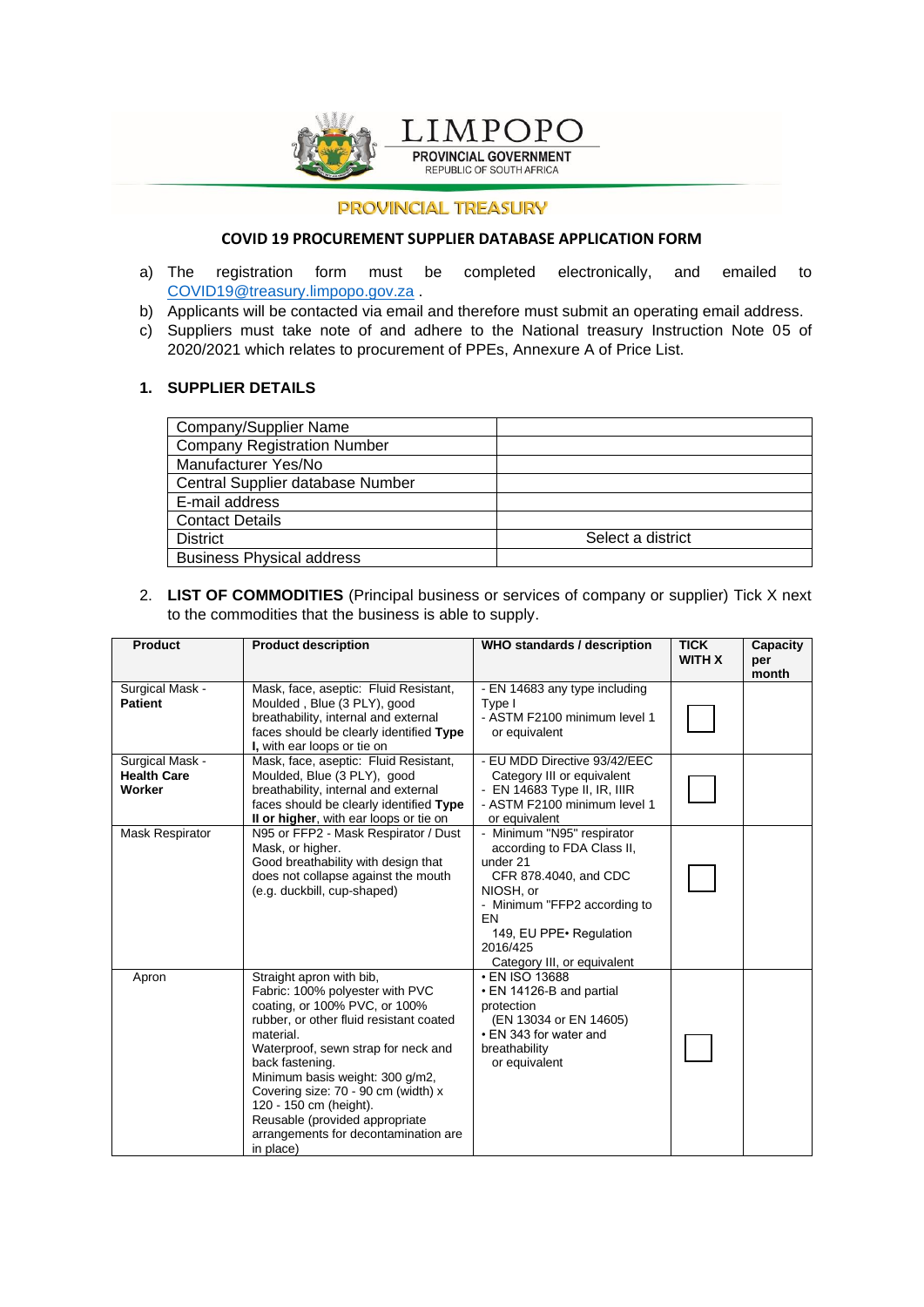LIMPOPO

PROVINCIAL GOVERNMENT

REPUBLIC OF SOUTH AFRICA

## PROVINCIAL TREASURY

### COVID 19 PROCUREMENT SUPPLIER DATABASE APPLICATION FORM

a) The registration form must be completed electronically, and emailed to COVID19@treasury.limpopo.gov.za .

b) Applicants will be contacted via email and therefore must submit an operating email address.

c) Suppliers must take note of and adhere to the National treasury Instruction Note 05 of 2020/2021 which relates to procurement of PPEs, Annexure A of Price List.

### 1. SUPPLIER DETAILS

| | |
|---|---|
| Company/Supplier Name | |
| Company Registration Number | |
| Manufacturer Yes/No | |
| Central Supplier database Number | |
| E-mail address | |
| Contact Details | |
| District | Select a district |
| Business Physical address | |

2. **LIST OF COMMODITIES** (Principal business or services of company or supplier) Tick X next to the commodities that the business is able to supply.

| Product | Product description | WHO standards / description | TICK WITH X | Capacity per month |
|---|---|---|---|---|
| Surgical Mask - **Patient** | Mask, face, aseptic: Fluid Resistant, Moulded , Blue (3 PLY), good breathability, internal and external faces should be clearly identified **Type I,** with ear loops or tie on | - EN 14683 any type including Type I<br>- ASTM F2100 minimum level 1 or equivalent | ☐ | |
| Surgical Mask - **Health Care Worker** | Mask, face, aseptic: Fluid Resistant, Moulded, Blue (3 PLY), good breathability, internal and external faces should be clearly identified **Type II or higher**, with ear loops or tie on | - EU MDD Directive 93/42/EEC Category III or equivalent<br>- EN 14683 Type II, IR, IIIR<br>- ASTM F2100 minimum level 1 or equivalent | ☐ | |
| Mask Respirator | N95 or FFP2 - Mask Respirator / Dust Mask, or higher.<br>Good breathability with design that does not collapse against the mouth (e.g. duckbill, cup-shaped) | - Minimum "N95" respirator according to FDA Class II, under 21 CFR 878.4040, and CDC NIOSH, or<br>- Minimum "FFP2 according to EN 149, EU PPE• Regulation 2016/425 Category III, or equivalent | ☐ | |
| Apron | Straight apron with bib,<br>Fabric: 100% polyester with PVC coating, or 100% PVC, or 100% rubber, or other fluid resistant coated material.<br>Waterproof, sewn strap for neck and back fastening.<br>Minimum basis weight: 300 g/m2,<br>Covering size: 70 - 90 cm (width) x 120 - 150 cm (height).<br>Reusable (provided appropriate arrangements for decontamination are in place) | • EN ISO 13688<br>• EN 14126-B and partial protection (EN 13034 or EN 14605)<br>• EN 343 for water and breathability or equivalent | ☐ | |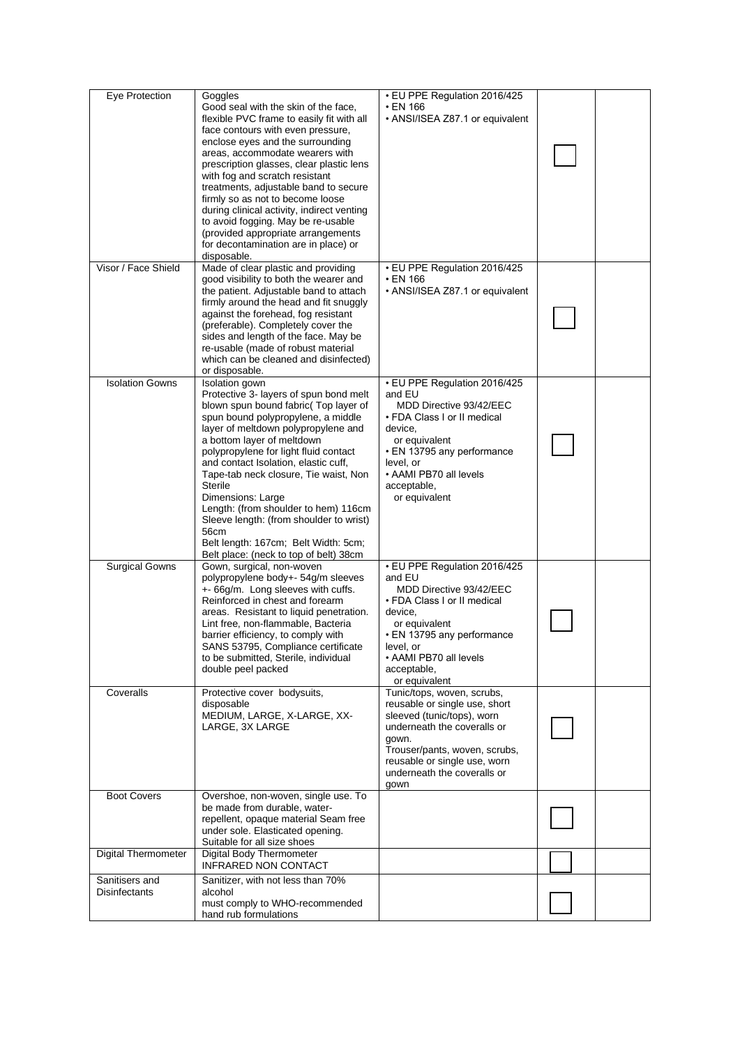| Eye Protection | Goggles<br>Good seal with the skin of the face, flexible PVC frame to easily fit with all face contours with even pressure, enclose eyes and the surrounding areas, accommodate wearers with prescription glasses, clear plastic lens with fog and scratch resistant treatments, adjustable band to secure firmly so as not to become loose during clinical activity, indirect venting to avoid fogging. May be re-usable (provided appropriate arrangements for decontamination are in place) or disposable. | • EU PPE Regulation 2016/425<br>• EN 166<br>• ANSI/ISEA Z87.1 or equivalent | ☐ | |
|---|---|---|---|---|
| Visor / Face Shield | Made of clear plastic and providing good visibility to both the wearer and the patient. Adjustable band to attach firmly around the head and fit snuggly against the forehead, fog resistant (preferable). Completely cover the sides and length of the face. May be re-usable (made of robust material which can be cleaned and disinfected) or disposable. | • EU PPE Regulation 2016/425<br>• EN 166<br>• ANSI/ISEA Z87.1 or equivalent | ☐ | |
| Isolation Gowns | Isolation gown<br>Protective 3- layers of spun bond melt blown spun bound fabric( Top layer of spun bound polypropylene, a middle layer of meltdown polypropylene and a bottom layer of meltdown polypropylene for light fluid contact and contact Isolation, elastic cuff, Tape-tab neck closure, Tie waist, Non Sterile<br>Dimensions: Large<br>Length: (from shoulder to hem) 116cm<br>Sleeve length: (from shoulder to wrist) 56cm<br>Belt length: 167cm; Belt Width: 5cm;<br>Belt place: (neck to top of belt) 38cm | • EU PPE Regulation 2016/425 and EU MDD Directive 93/42/EEC<br>• FDA Class I or II medical device, or equivalent<br>• EN 13795 any performance level, or<br>• AAMI PB70 all levels acceptable, or equivalent | ☐ | |
| Surgical Gowns | Gown, surgical, non-woven polypropylene body+- 54g/m sleeves +- 66g/m. Long sleeves with cuffs. Reinforced in chest and forearm areas. Resistant to liquid penetration. Lint free, non-flammable, Bacteria barrier efficiency, to comply with SANS 53795, Compliance certificate to be submitted, Sterile, individual double peel packed | • EU PPE Regulation 2016/425 and EU MDD Directive 93/42/EEC<br>• FDA Class I or II medical device, or equivalent<br>• EN 13795 any performance level, or<br>• AAMI PB70 all levels acceptable, or equivalent | ☐ | |
| Coveralls | Protective cover bodysuits, disposable<br>MEDIUM, LARGE, X-LARGE, XX-LARGE, 3X LARGE | Tunic/tops, woven, scrubs, reusable or single use, short sleeved (tunic/tops), worn underneath the coveralls or gown.<br>Trouser/pants, woven, scrubs, reusable or single use, worn underneath the coveralls or gown | ☐ | |
| Boot Covers | Overshoe, non-woven, single use. To be made from durable, water-repellent, opaque material Seam free under sole. Elasticated opening. Suitable for all size shoes | | ☐ | |
| Digital Thermometer | Digital Body Thermometer<br>INFRARED NON CONTACT | | ☐ | |
| Sanitisers and Disinfectants | Sanitizer, with not less than 70% alcohol<br>must comply to WHO-recommended hand rub formulations | | ☐ | |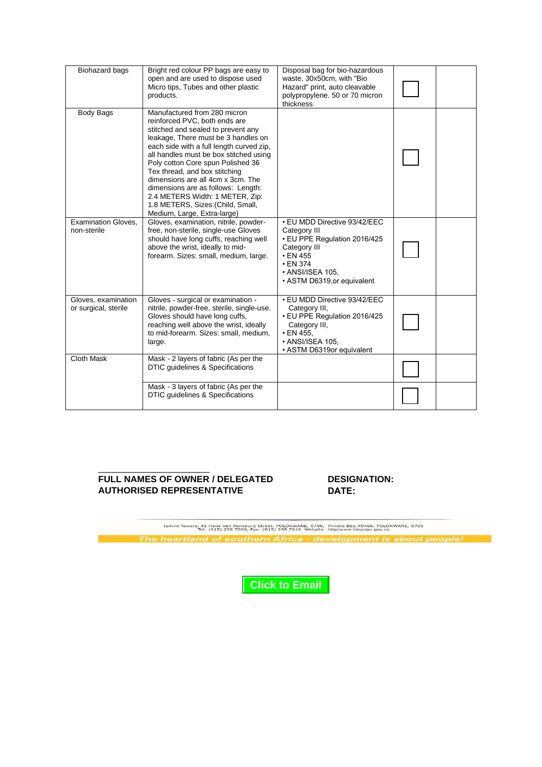| | | | | |
|---|---|---|---|---|
| Biohazard bags | Bright red colour PP bags are easy to open and are used to dispose used Micro tips, Tubes and other plastic products. | Disposal bag for bio-hazardous waste, 30x50cm, with "Bio Hazard" print, auto cleavable polypropylene. 50 or 70 micron thickness | ☐ | |
| Body Bags | Manufactured from 280 micron reinforced PVC, both ends are stitched and sealed to prevent any leakage, There must be 3 handles on each side with a full length curved zip, all handles must be box stitched using Poly cotton Core spun Polished 36 Tex thread, and box stitching dimensions are all 4cm x 3cm. The dimensions are as follows: Length: 2.4 METERS Width: 1 METER, Zip: 1.8 METERS, Sizes:(Child, Small, Medium, Large, Extra-large) | | ☐ | |
| Examination Gloves, non-sterile | Gloves, examination, nitrile, powder-free, non-sterile, single-use Gloves should have long cuffs, reaching well above the wrist, ideally to mid-forearm. Sizes: small, medium, large. | • EU MDD Directive 93/42/EEC Category III<br>• EU PPE Regulation 2016/425 Category III<br>• EN 455<br>• EN 374<br>• ANSI/ISEA 105,<br>• ASTM D6319,or equivalent | ☐ | |
| Gloves, examination or surgical, sterile | Gloves - surgical or examination - nitrile, powder-free, sterile, single-use. Gloves should have long cuffs, reaching well above the wrist, ideally to mid-forearm. Sizes: small, medium, large. | • EU MDD Directive 93/42/EEC Category III,<br>• EU PPE Regulation 2016/425 Category III,<br>• EN 455,<br>• ANSI/ISEA 105,<br>• ASTM D6319or equivalent | ☐ | |
| Cloth Mask | Mask - 2 layers of fabric (As per the DTIC guidelines & Specifications | | ☐ | |
| | Mask - 3 layers of fabric (As per the DTIC guidelines & Specifications | | ☐ | |

______________________

**FULL NAMES OF OWNER / DELEGATED AUTHORISED REPRESENTATIVE**

**DESIGNATION:**
**DATE:**

Ismini Towers, 46 Hans Van Rensburg Street, POLOKWANE, 0700, Private Bag X9486, POLOKWANE, 0700
Tel: (015) 298 7000, Fax: (015) 295 7010 Website: http/www.limpopo.gov.za

*The heartland of southern Africa - development is about people!*

**Click to Email**